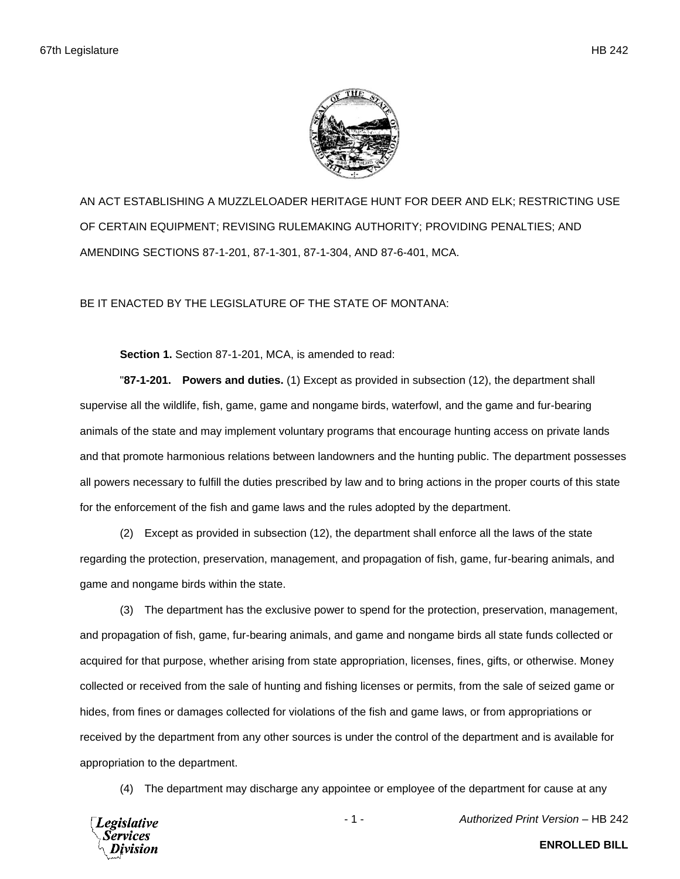AN ACT ESTABLISHING A MUZZLELOADER HERITAGE HUNT FOR DEER AND ELK; RESTRICTING USE OF CERTAIN EQUIPMENT; REVISING RULEMAKING AUTHORITY; PROVIDING PENALTIES; AND AMENDING SECTIONS 87-1-201, 87-1-301, 87-1-304, AND 87-6-401, MCA.

BE IT ENACTED BY THE LEGISLATURE OF THE STATE OF MONTANA:

**Section 1.** Section 87-1-201, MCA, is amended to read:

"**87-1-201. Powers and duties.** (1) Except as provided in subsection (12), the department shall supervise all the wildlife, fish, game, game and nongame birds, waterfowl, and the game and fur-bearing animals of the state and may implement voluntary programs that encourage hunting access on private lands and that promote harmonious relations between landowners and the hunting public. The department possesses all powers necessary to fulfill the duties prescribed by law and to bring actions in the proper courts of this state for the enforcement of the fish and game laws and the rules adopted by the department.

(2) Except as provided in subsection (12), the department shall enforce all the laws of the state regarding the protection, preservation, management, and propagation of fish, game, fur-bearing animals, and game and nongame birds within the state.

(3) The department has the exclusive power to spend for the protection, preservation, management, and propagation of fish, game, fur-bearing animals, and game and nongame birds all state funds collected or acquired for that purpose, whether arising from state appropriation, licenses, fines, gifts, or otherwise. Money collected or received from the sale of hunting and fishing licenses or permits, from the sale of seized game or hides, from fines or damages collected for violations of the fish and game laws, or from appropriations or received by the department from any other sources is under the control of the department and is available for appropriation to the department.

(4) The department may discharge any appointee or employee of the department for cause at any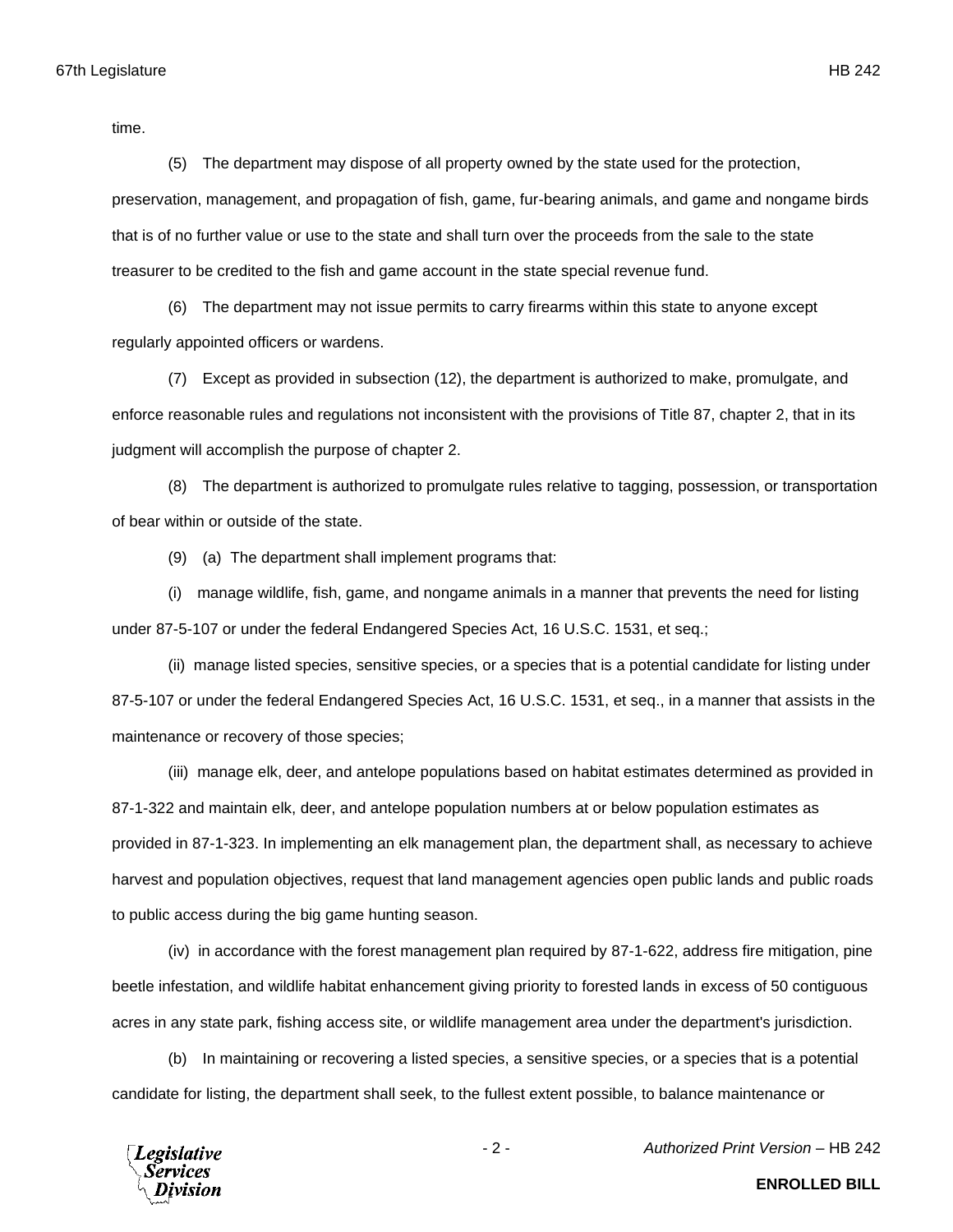time.

(5) The department may dispose of all property owned by the state used for the protection, preservation, management, and propagation of fish, game, fur-bearing animals, and game and nongame birds that is of no further value or use to the state and shall turn over the proceeds from the sale to the state treasurer to be credited to the fish and game account in the state special revenue fund.

(6) The department may not issue permits to carry firearms within this state to anyone except regularly appointed officers or wardens.

(7) Except as provided in subsection (12), the department is authorized to make, promulgate, and enforce reasonable rules and regulations not inconsistent with the provisions of Title 87, chapter 2, that in its judgment will accomplish the purpose of chapter 2.

(8) The department is authorized to promulgate rules relative to tagging, possession, or transportation of bear within or outside of the state.

(9) (a) The department shall implement programs that:

(i) manage wildlife, fish, game, and nongame animals in a manner that prevents the need for listing under 87-5-107 or under the federal Endangered Species Act, 16 U.S.C. 1531, et seq.;

(ii) manage listed species, sensitive species, or a species that is a potential candidate for listing under 87-5-107 or under the federal Endangered Species Act, 16 U.S.C. 1531, et seq., in a manner that assists in the maintenance or recovery of those species;

(iii) manage elk, deer, and antelope populations based on habitat estimates determined as provided in 87-1-322 and maintain elk, deer, and antelope population numbers at or below population estimates as provided in 87-1-323. In implementing an elk management plan, the department shall, as necessary to achieve harvest and population objectives, request that land management agencies open public lands and public roads to public access during the big game hunting season.

(iv) in accordance with the forest management plan required by 87-1-622, address fire mitigation, pine beetle infestation, and wildlife habitat enhancement giving priority to forested lands in excess of 50 contiguous acres in any state park, fishing access site, or wildlife management area under the department's jurisdiction.

(b) In maintaining or recovering a listed species, a sensitive species, or a species that is a potential candidate for listing, the department shall seek, to the fullest extent possible, to balance maintenance or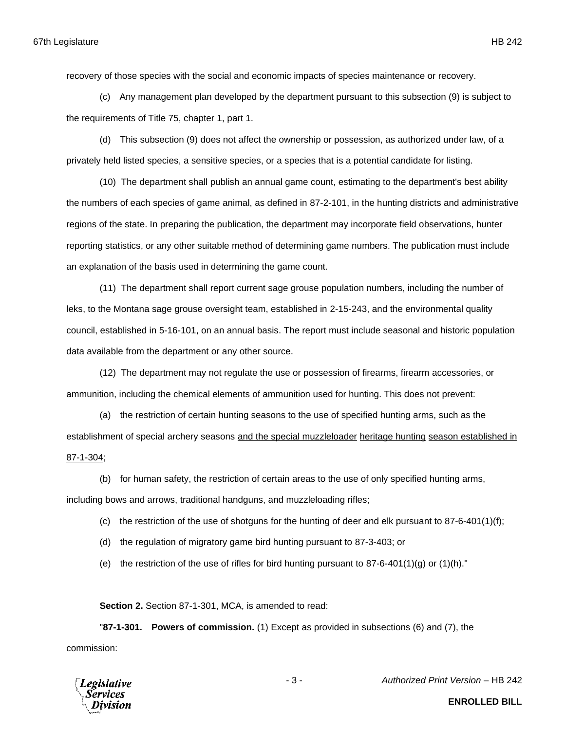recovery of those species with the social and economic impacts of species maintenance or recovery.

(c) Any management plan developed by the department pursuant to this subsection (9) is subject to the requirements of Title 75, chapter 1, part 1.

(d) This subsection (9) does not affect the ownership or possession, as authorized under law, of a privately held listed species, a sensitive species, or a species that is a potential candidate for listing.

(10) The department shall publish an annual game count, estimating to the department's best ability the numbers of each species of game animal, as defined in 87-2-101, in the hunting districts and administrative regions of the state. In preparing the publication, the department may incorporate field observations, hunter reporting statistics, or any other suitable method of determining game numbers. The publication must include an explanation of the basis used in determining the game count.

(11) The department shall report current sage grouse population numbers, including the number of leks, to the Montana sage grouse oversight team, established in 2-15-243, and the environmental quality council, established in 5-16-101, on an annual basis. The report must include seasonal and historic population data available from the department or any other source.

(12) The department may not regulate the use or possession of firearms, firearm accessories, or ammunition, including the chemical elements of ammunition used for hunting. This does not prevent:

(a) the restriction of certain hunting seasons to the use of specified hunting arms, such as the establishment of special archery seasons <u>and the special muzzleloader</u> <u>heritage hunting</u> <u>season established in 87-1-304</u>;

(b) for human safety, the restriction of certain areas to the use of only specified hunting arms, including bows and arrows, traditional handguns, and muzzleloading rifles;

(c) the restriction of the use of shotguns for the hunting of deer and elk pursuant to 87-6-401(1)(f);

(d) the regulation of migratory game bird hunting pursuant to 87-3-403; or

(e) the restriction of the use of rifles for bird hunting pursuant to 87-6-401(1)(g) or (1)(h)."

**Section 2.** Section 87-1-301, MCA, is amended to read:

"**87-1-301. Powers of commission.** (1) Except as provided in subsections (6) and (7), the commission: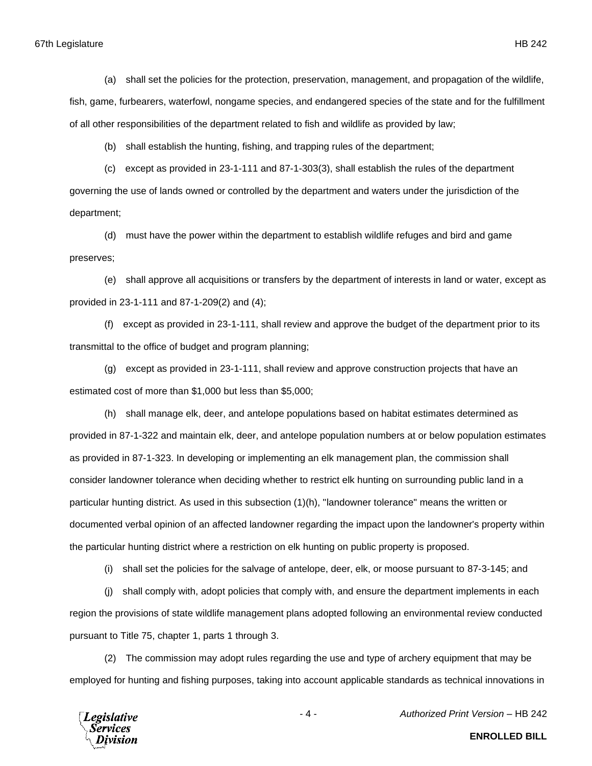(a) shall set the policies for the protection, preservation, management, and propagation of the wildlife, fish, game, furbearers, waterfowl, nongame species, and endangered species of the state and for the fulfillment of all other responsibilities of the department related to fish and wildlife as provided by law;

(b) shall establish the hunting, fishing, and trapping rules of the department;

(c) except as provided in 23-1-111 and 87-1-303(3), shall establish the rules of the department governing the use of lands owned or controlled by the department and waters under the jurisdiction of the department;

(d) must have the power within the department to establish wildlife refuges and bird and game preserves;

(e) shall approve all acquisitions or transfers by the department of interests in land or water, except as provided in 23-1-111 and 87-1-209(2) and (4);

(f) except as provided in 23-1-111, shall review and approve the budget of the department prior to its transmittal to the office of budget and program planning;

(g) except as provided in 23-1-111, shall review and approve construction projects that have an estimated cost of more than $1,000 but less than $5,000;

(h) shall manage elk, deer, and antelope populations based on habitat estimates determined as provided in 87-1-322 and maintain elk, deer, and antelope population numbers at or below population estimates as provided in 87-1-323. In developing or implementing an elk management plan, the commission shall consider landowner tolerance when deciding whether to restrict elk hunting on surrounding public land in a particular hunting district. As used in this subsection (1)(h), "landowner tolerance" means the written or documented verbal opinion of an affected landowner regarding the impact upon the landowner's property within the particular hunting district where a restriction on elk hunting on public property is proposed.

(i) shall set the policies for the salvage of antelope, deer, elk, or moose pursuant to 87-3-145; and

(j) shall comply with, adopt policies that comply with, and ensure the department implements in each region the provisions of state wildlife management plans adopted following an environmental review conducted pursuant to Title 75, chapter 1, parts 1 through 3.

(2) The commission may adopt rules regarding the use and type of archery equipment that may be employed for hunting and fishing purposes, taking into account applicable standards as technical innovations in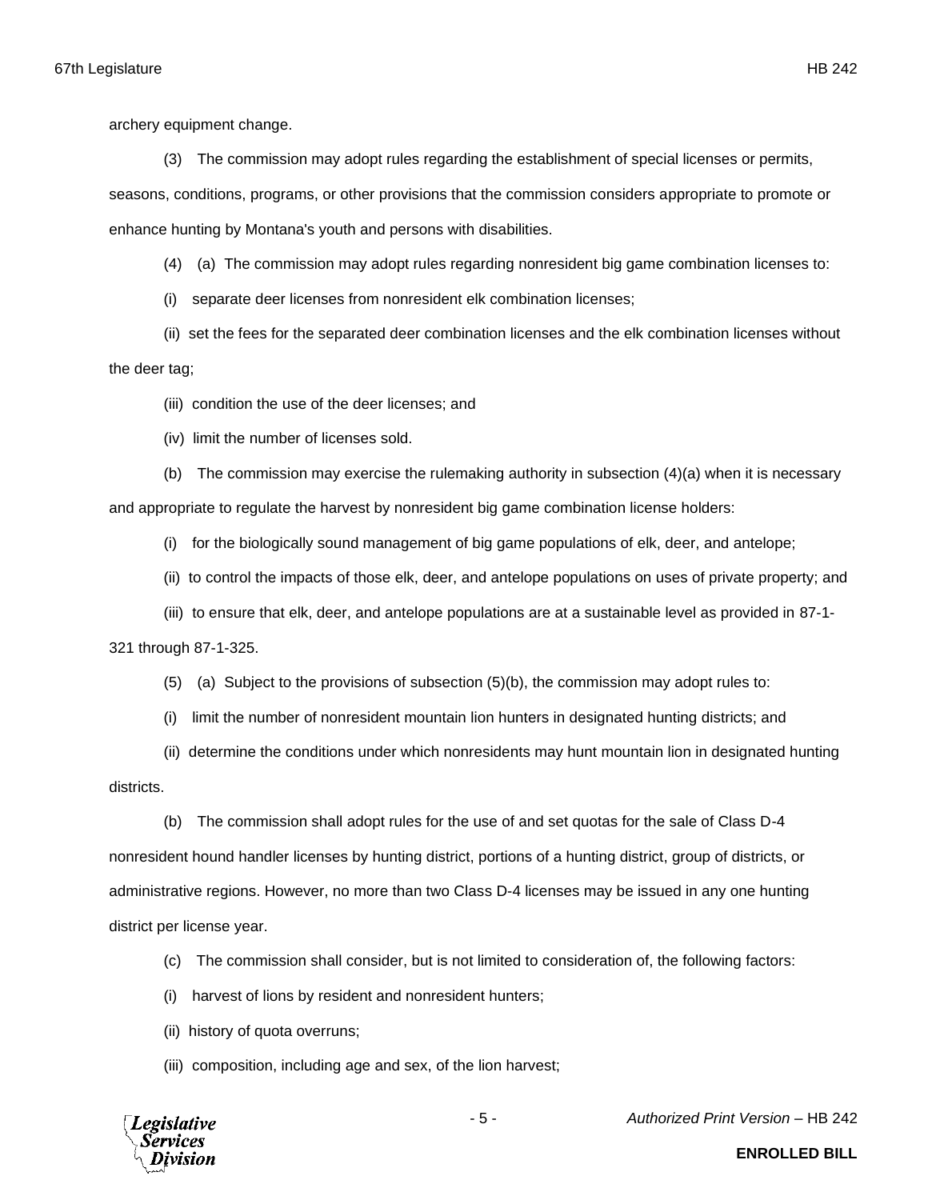archery equipment change.

(3) The commission may adopt rules regarding the establishment of special licenses or permits, seasons, conditions, programs, or other provisions that the commission considers appropriate to promote or enhance hunting by Montana's youth and persons with disabilities.

(4) (a) The commission may adopt rules regarding nonresident big game combination licenses to:

(i) separate deer licenses from nonresident elk combination licenses;

(ii) set the fees for the separated deer combination licenses and the elk combination licenses without the deer tag;

(iii) condition the use of the deer licenses; and

(iv) limit the number of licenses sold.

(b) The commission may exercise the rulemaking authority in subsection (4)(a) when it is necessary and appropriate to regulate the harvest by nonresident big game combination license holders:

(i) for the biologically sound management of big game populations of elk, deer, and antelope;

(ii) to control the impacts of those elk, deer, and antelope populations on uses of private property; and

(iii) to ensure that elk, deer, and antelope populations are at a sustainable level as provided in 87-1-321 through 87-1-325.

(5) (a) Subject to the provisions of subsection (5)(b), the commission may adopt rules to:

(i) limit the number of nonresident mountain lion hunters in designated hunting districts; and

(ii) determine the conditions under which nonresidents may hunt mountain lion in designated hunting districts.

(b) The commission shall adopt rules for the use of and set quotas for the sale of Class D-4 nonresident hound handler licenses by hunting district, portions of a hunting district, group of districts, or administrative regions. However, no more than two Class D-4 licenses may be issued in any one hunting district per license year.

(c) The commission shall consider, but is not limited to consideration of, the following factors:

(i) harvest of lions by resident and nonresident hunters;

(ii) history of quota overruns;

(iii) composition, including age and sex, of the lion harvest;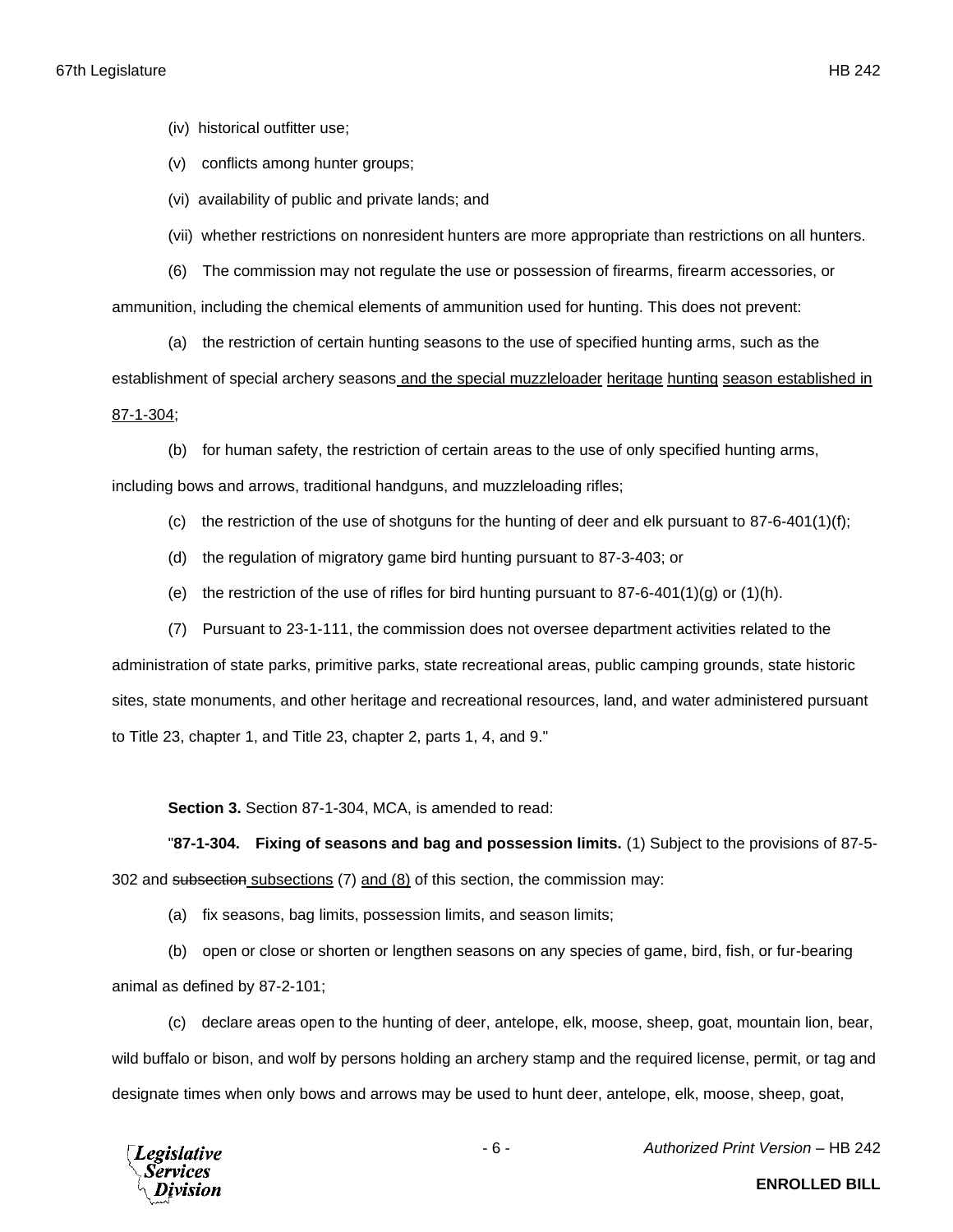(iv) historical outfitter use;

(v) conflicts among hunter groups;

(vi) availability of public and private lands; and

(vii) whether restrictions on nonresident hunters are more appropriate than restrictions on all hunters.

(6) The commission may not regulate the use or possession of firearms, firearm accessories, or ammunition, including the chemical elements of ammunition used for hunting. This does not prevent:

(a) the restriction of certain hunting seasons to the use of specified hunting arms, such as the establishment of special archery seasons and the special muzzleloader heritage hunting season established in 87-1-304;

(b) for human safety, the restriction of certain areas to the use of only specified hunting arms, including bows and arrows, traditional handguns, and muzzleloading rifles;

(c) the restriction of the use of shotguns for the hunting of deer and elk pursuant to 87-6-401(1)(f);

(d) the regulation of migratory game bird hunting pursuant to 87-3-403; or

(e) the restriction of the use of rifles for bird hunting pursuant to 87-6-401(1)(g) or (1)(h).

(7) Pursuant to 23-1-111, the commission does not oversee department activities related to the administration of state parks, primitive parks, state recreational areas, public camping grounds, state historic sites, state monuments, and other heritage and recreational resources, land, and water administered pursuant to Title 23, chapter 1, and Title 23, chapter 2, parts 1, 4, and 9."

**Section 3.** Section 87-1-304, MCA, is amended to read:

"**87-1-304. Fixing of seasons and bag and possession limits.** (1) Subject to the provisions of 87-5-302 and ~~subsection~~ subsections (7) and (8) of this section, the commission may:

(a) fix seasons, bag limits, possession limits, and season limits;

(b) open or close or shorten or lengthen seasons on any species of game, bird, fish, or fur-bearing animal as defined by 87-2-101;

(c) declare areas open to the hunting of deer, antelope, elk, moose, sheep, goat, mountain lion, bear, wild buffalo or bison, and wolf by persons holding an archery stamp and the required license, permit, or tag and designate times when only bows and arrows may be used to hunt deer, antelope, elk, moose, sheep, goat,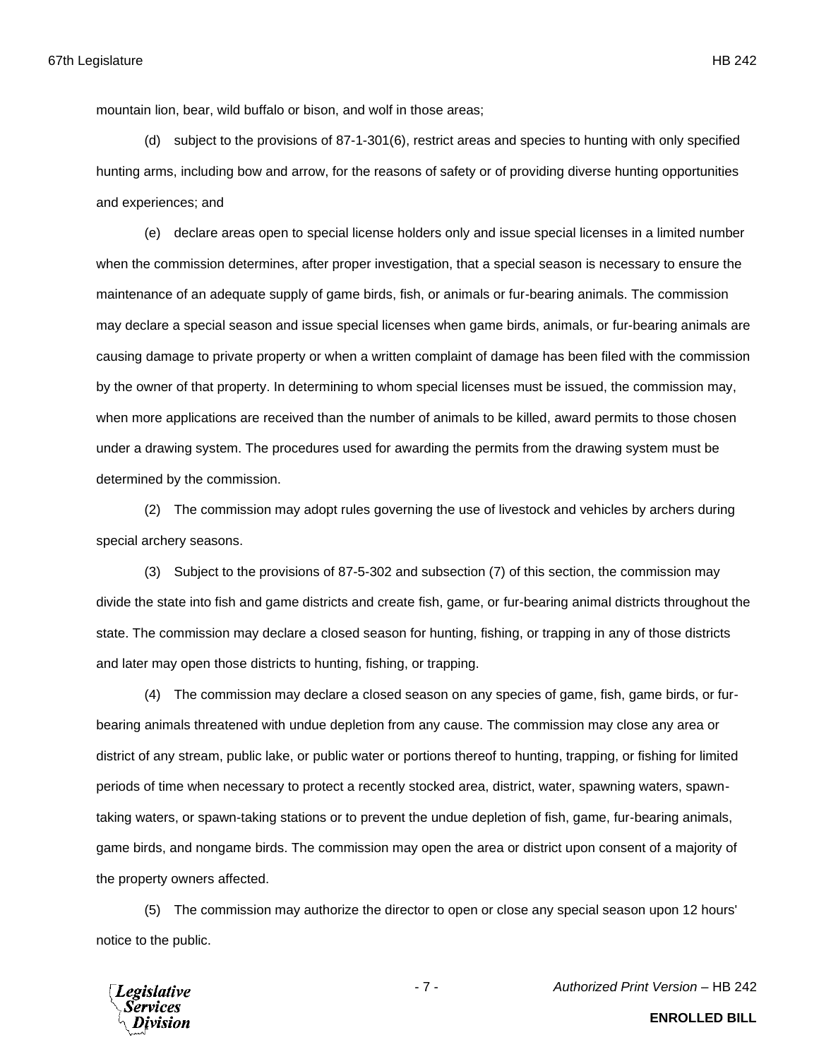mountain lion, bear, wild buffalo or bison, and wolf in those areas;

(d) subject to the provisions of 87-1-301(6), restrict areas and species to hunting with only specified hunting arms, including bow and arrow, for the reasons of safety or of providing diverse hunting opportunities and experiences; and

(e) declare areas open to special license holders only and issue special licenses in a limited number when the commission determines, after proper investigation, that a special season is necessary to ensure the maintenance of an adequate supply of game birds, fish, or animals or fur-bearing animals. The commission may declare a special season and issue special licenses when game birds, animals, or fur-bearing animals are causing damage to private property or when a written complaint of damage has been filed with the commission by the owner of that property. In determining to whom special licenses must be issued, the commission may, when more applications are received than the number of animals to be killed, award permits to those chosen under a drawing system. The procedures used for awarding the permits from the drawing system must be determined by the commission.

(2) The commission may adopt rules governing the use of livestock and vehicles by archers during special archery seasons.

(3) Subject to the provisions of 87-5-302 and subsection (7) of this section, the commission may divide the state into fish and game districts and create fish, game, or fur-bearing animal districts throughout the state. The commission may declare a closed season for hunting, fishing, or trapping in any of those districts and later may open those districts to hunting, fishing, or trapping.

(4) The commission may declare a closed season on any species of game, fish, game birds, or fur-bearing animals threatened with undue depletion from any cause. The commission may close any area or district of any stream, public lake, or public water or portions thereof to hunting, trapping, or fishing for limited periods of time when necessary to protect a recently stocked area, district, water, spawning waters, spawn-taking waters, or spawn-taking stations or to prevent the undue depletion of fish, game, fur-bearing animals, game birds, and nongame birds. The commission may open the area or district upon consent of a majority of the property owners affected.

(5) The commission may authorize the director to open or close any special season upon 12 hours' notice to the public.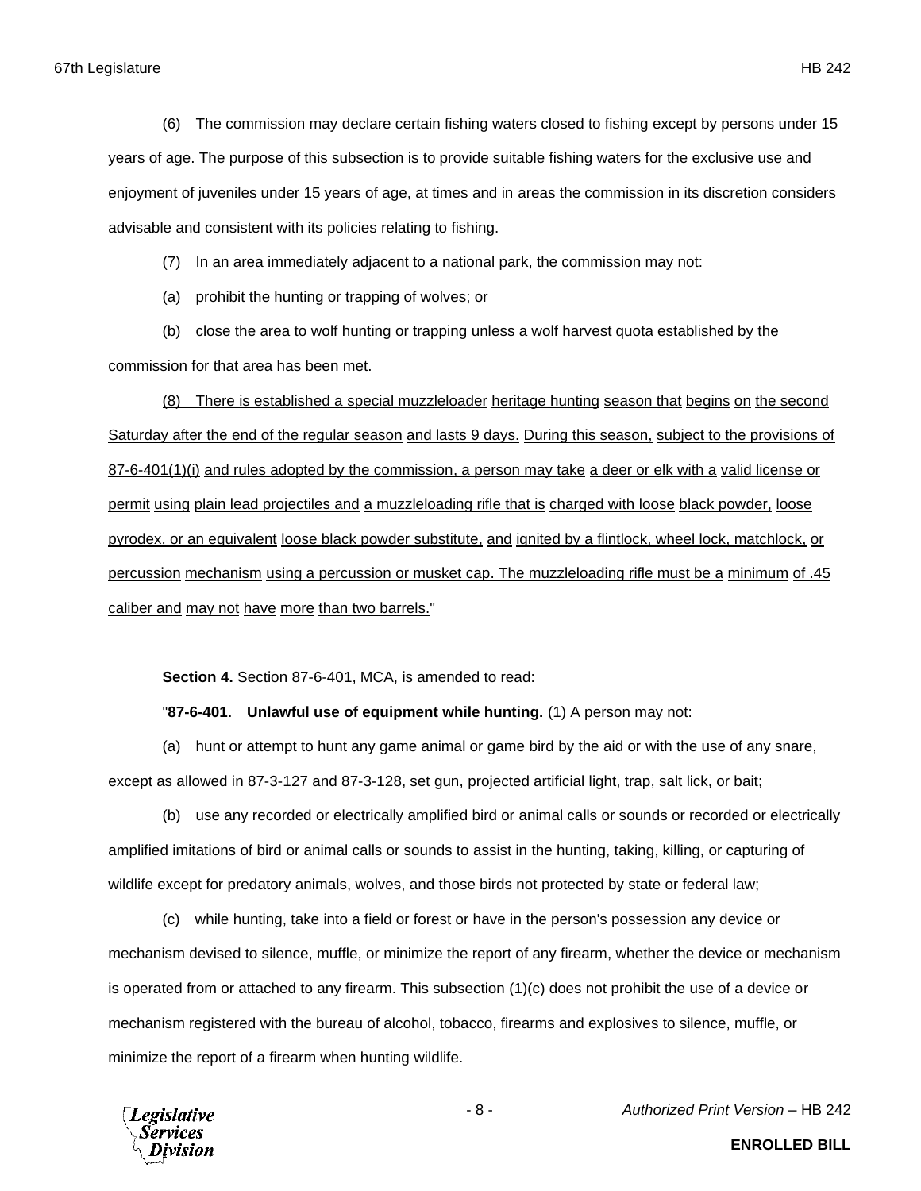(6) The commission may declare certain fishing waters closed to fishing except by persons under 15 years of age. The purpose of this subsection is to provide suitable fishing waters for the exclusive use and enjoyment of juveniles under 15 years of age, at times and in areas the commission in its discretion considers advisable and consistent with its policies relating to fishing.

(7) In an area immediately adjacent to a national park, the commission may not:

(a) prohibit the hunting or trapping of wolves; or

(b) close the area to wolf hunting or trapping unless a wolf harvest quota established by the commission for that area has been met.

(8) There is established a special muzzleloader heritage hunting season that begins on the second Saturday after the end of the regular season and lasts 9 days. During this season, subject to the provisions of 87-6-401(1)(i) and rules adopted by the commission, a person may take a deer or elk with a valid license or permit using plain lead projectiles and a muzzleloading rifle that is charged with loose black powder, loose pyrodex, or an equivalent loose black powder substitute, and ignited by a flintlock, wheel lock, matchlock, or percussion mechanism using a percussion or musket cap. The muzzleloading rifle must be a minimum of .45 caliber and may not have more than two barrels."

**Section 4.** Section 87-6-401, MCA, is amended to read:

"**87-6-401. Unlawful use of equipment while hunting.** (1) A person may not:

(a) hunt or attempt to hunt any game animal or game bird by the aid or with the use of any snare, except as allowed in 87-3-127 and 87-3-128, set gun, projected artificial light, trap, salt lick, or bait;

(b) use any recorded or electrically amplified bird or animal calls or sounds or recorded or electrically amplified imitations of bird or animal calls or sounds to assist in the hunting, taking, killing, or capturing of wildlife except for predatory animals, wolves, and those birds not protected by state or federal law;

(c) while hunting, take into a field or forest or have in the person's possession any device or mechanism devised to silence, muffle, or minimize the report of any firearm, whether the device or mechanism is operated from or attached to any firearm. This subsection (1)(c) does not prohibit the use of a device or mechanism registered with the bureau of alcohol, tobacco, firearms and explosives to silence, muffle, or minimize the report of a firearm when hunting wildlife.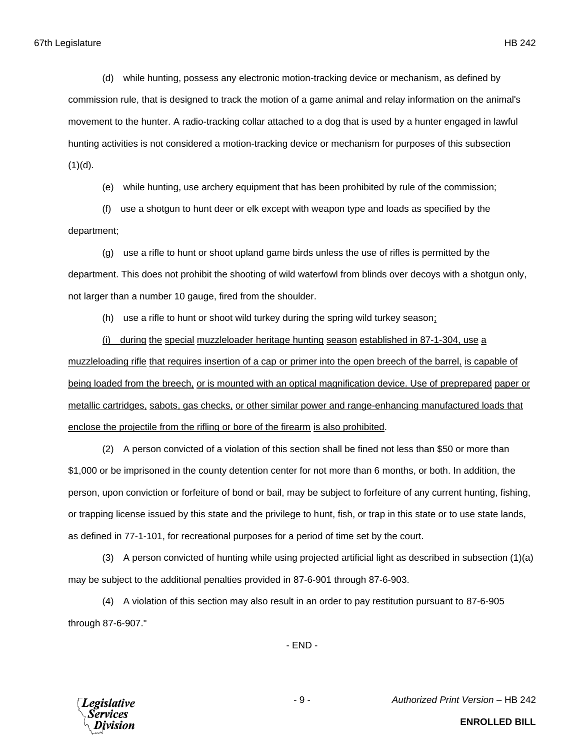(d) while hunting, possess any electronic motion-tracking device or mechanism, as defined by commission rule, that is designed to track the motion of a game animal and relay information on the animal's movement to the hunter. A radio-tracking collar attached to a dog that is used by a hunter engaged in lawful hunting activities is not considered a motion-tracking device or mechanism for purposes of this subsection (1)(d).

(e) while hunting, use archery equipment that has been prohibited by rule of the commission;

(f) use a shotgun to hunt deer or elk except with weapon type and loads as specified by the department;

(g) use a rifle to hunt or shoot upland game birds unless the use of rifles is permitted by the department. This does not prohibit the shooting of wild waterfowl from blinds over decoys with a shotgun only, not larger than a number 10 gauge, fired from the shoulder.

(h) use a rifle to hunt or shoot wild turkey during the spring wild turkey season;

(i) during the special muzzleloader heritage hunting season established in 87-1-304, use a muzzleloading rifle that requires insertion of a cap or primer into the open breech of the barrel, is capable of being loaded from the breech, or is mounted with an optical magnification device. Use of preprepared paper or metallic cartridges, sabots, gas checks, or other similar power and range-enhancing manufactured loads that enclose the projectile from the rifling or bore of the firearm is also prohibited.

(2) A person convicted of a violation of this section shall be fined not less than $50 or more than $1,000 or be imprisoned in the county detention center for not more than 6 months, or both. In addition, the person, upon conviction or forfeiture of bond or bail, may be subject to forfeiture of any current hunting, fishing, or trapping license issued by this state and the privilege to hunt, fish, or trap in this state or to use state lands, as defined in 77-1-101, for recreational purposes for a period of time set by the court.

(3) A person convicted of hunting while using projected artificial light as described in subsection (1)(a) may be subject to the additional penalties provided in 87-6-901 through 87-6-903.

(4) A violation of this section may also result in an order to pay restitution pursuant to 87-6-905 through 87-6-907."

- END -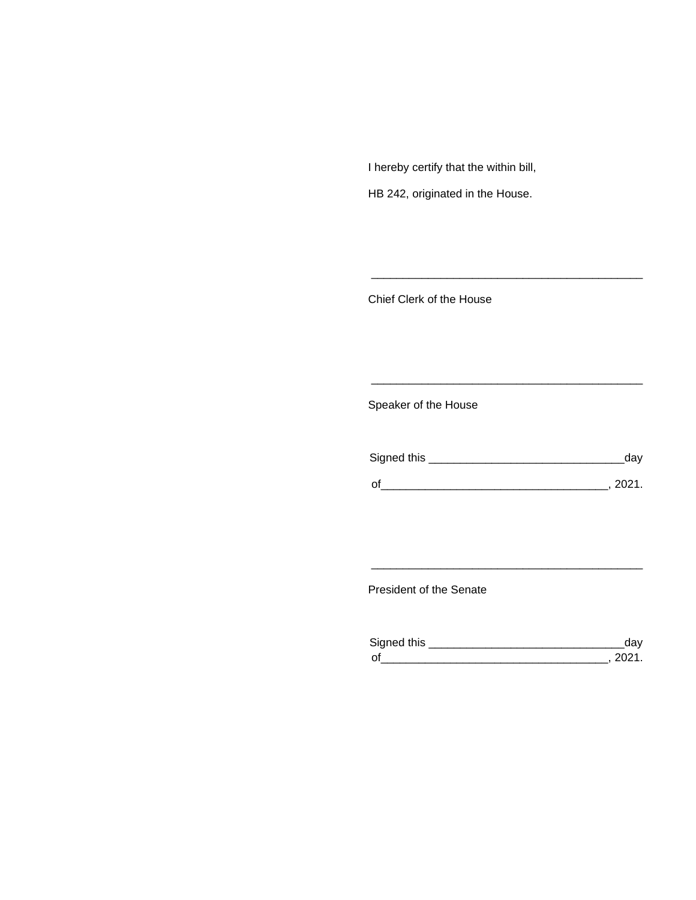I hereby certify that the within bill,

HB 242, originated in the House.

\_\_\_\_\_\_\_\_\_\_\_\_\_\_\_\_\_\_\_\_\_\_\_\_\_\_\_\_\_\_\_\_\_\_\_\_\_\_\_\_\_\_\_\_

Chief Clerk of the House

\_\_\_\_\_\_\_\_\_\_\_\_\_\_\_\_\_\_\_\_\_\_\_\_\_\_\_\_\_\_\_\_\_\_\_\_\_\_\_\_\_\_\_\_

Speaker of the House

Signed this \_\_\_\_\_\_\_\_\_\_\_\_\_\_\_\_\_\_\_\_\_\_\_\_\_\_\_\_\_\_\_day

of\_\_\_\_\_\_\_\_\_\_\_\_\_\_\_\_\_\_\_\_\_\_\_\_\_\_\_\_\_\_\_\_\_\_\_, 2021.

\_\_\_\_\_\_\_\_\_\_\_\_\_\_\_\_\_\_\_\_\_\_\_\_\_\_\_\_\_\_\_\_\_\_\_\_\_\_\_\_\_\_\_\_

President of the Senate

Signed this \_\_\_\_\_\_\_\_\_\_\_\_\_\_\_\_\_\_\_\_\_\_\_\_\_\_\_\_\_\_\_day

of\_\_\_\_\_\_\_\_\_\_\_\_\_\_\_\_\_\_\_\_\_\_\_\_\_\_\_\_\_\_\_\_\_\_\_, 2021.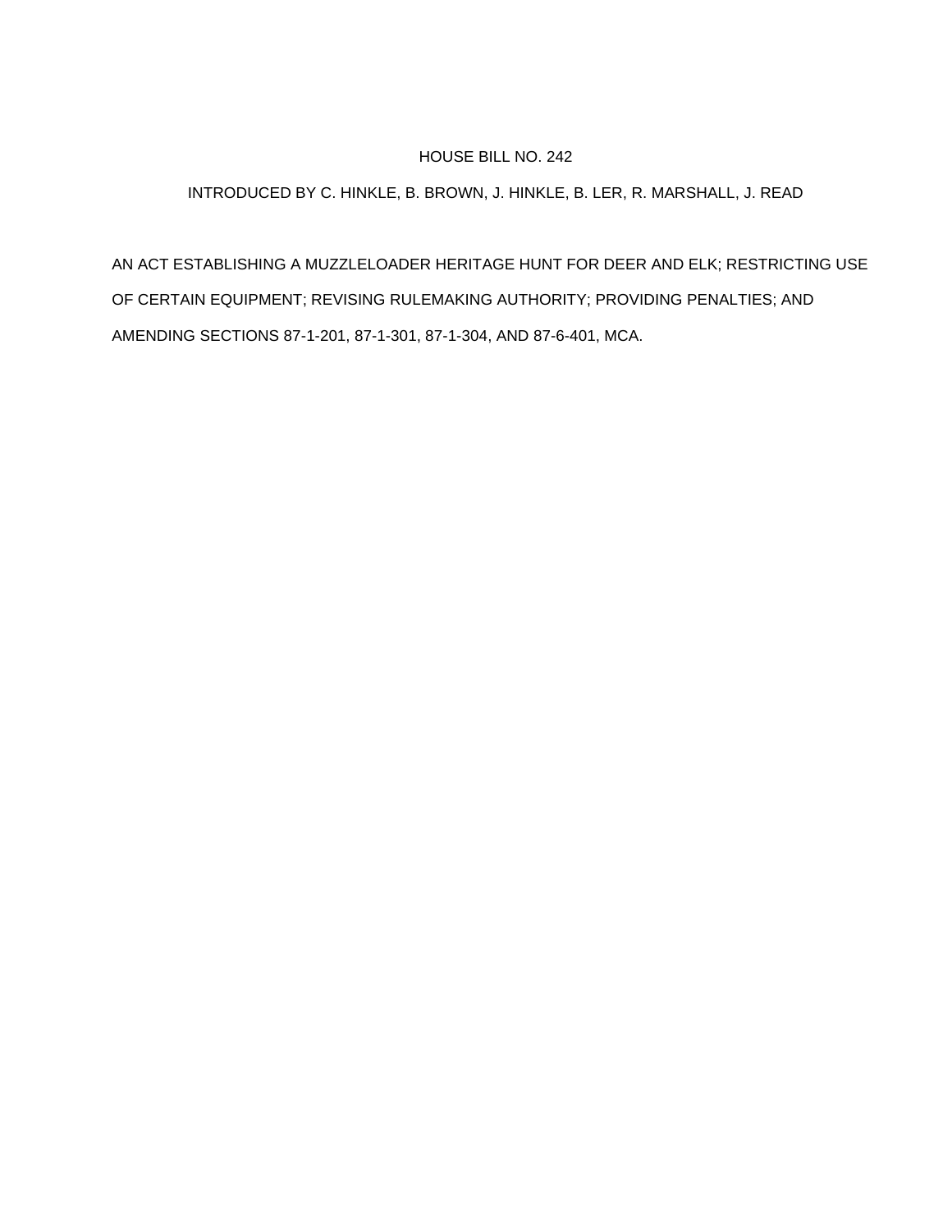HOUSE BILL NO. 242

INTRODUCED BY C. HINKLE, B. BROWN, J. HINKLE, B. LER, R. MARSHALL, J. READ

AN ACT ESTABLISHING A MUZZLELOADER HERITAGE HUNT FOR DEER AND ELK; RESTRICTING USE OF CERTAIN EQUIPMENT; REVISING RULEMAKING AUTHORITY; PROVIDING PENALTIES; AND AMENDING SECTIONS 87-1-201, 87-1-301, 87-1-304, AND 87-6-401, MCA.